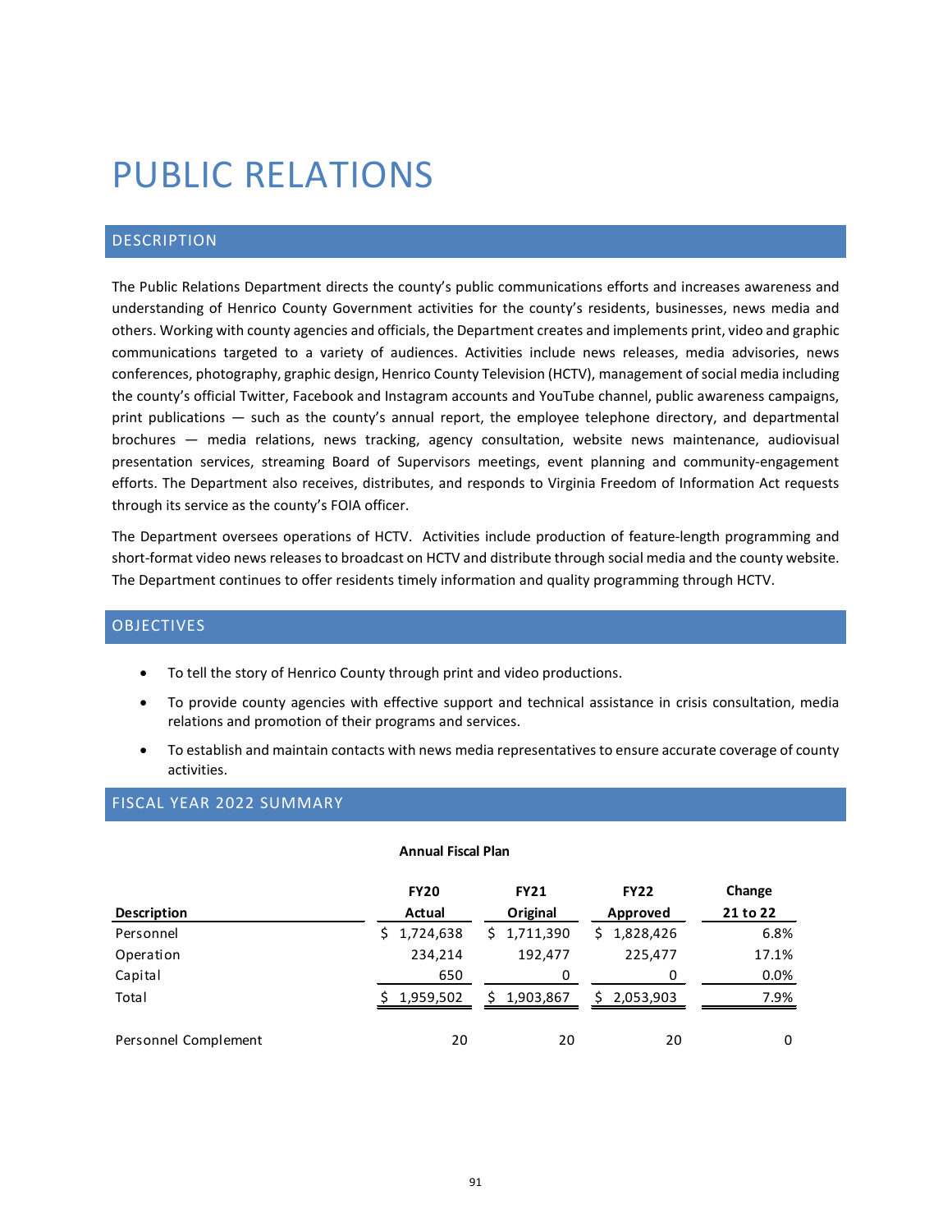# PUBLIC RELATIONS

## DESCRIPTION

The Public Relations Department directs the county's public communications efforts and increases awareness and understanding of Henrico County Government activities for the county's residents, businesses, news media and others. Working with county agencies and officials, the Department creates and implements print, video and graphic communications targeted to a variety of audiences. Activities include news releases, media advisories, news conferences, photography, graphic design, Henrico County Television (HCTV), management of social media including the county's official Twitter, Facebook and Instagram accounts and YouTube channel, public awareness campaigns, print publications — such as the county's annual report, the employee telephone directory, and departmental brochures — media relations, news tracking, agency consultation, website news maintenance, audiovisual presentation services, streaming Board of Supervisors meetings, event planning and community-engagement efforts. The Department also receives, distributes, and responds to Virginia Freedom of Information Act requests through its service as the county's FOIA officer.

The Department oversees operations of HCTV. Activities include production of feature-length programming and short-format video news releases to broadcast on HCTV and distribute through social media and the county website. The Department continues to offer residents timely information and quality programming through HCTV.

## OBJECTIVES

- To tell the story of Henrico County through print and video productions.
- To provide county agencies with effective support and technical assistance in crisis consultation, media relations and promotion of their programs and services.
- To establish and maintain contacts with news media representatives to ensure accurate coverage of county activities.

## FISCAL YEAR 2022 SUMMARY

**Annual Fiscal Plan**

| Description | FY20 Actual | FY21 Original | FY22 Approved | Change 21 to 22 |
|---|---|---|---|---|
| Personnel | $ 1,724,638 | $ 1,711,390 | $ 1,828,426 | 6.8% |
| Operation | 234,214 | 192,477 | 225,477 | 17.1% |
| Capital | 650 | 0 | 0 | 0.0% |
| Total | $ 1,959,502 | $ 1,903,867 | $ 2,053,903 | 7.9% |
| | | | | |
| Personnel Complement | 20 | 20 | 20 | 0 |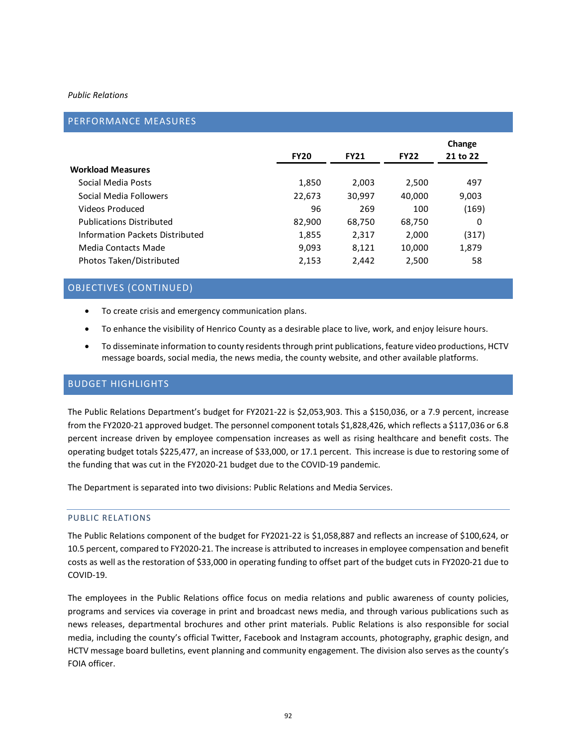*Public Relations*

## PERFORMANCE MEASURES

| | FY20 | FY21 | FY22 | Change 21 to 22 |
|---|---|---|---|---|
| **Workload Measures** | | | | |
| Social Media Posts | 1,850 | 2,003 | 2,500 | 497 |
| Social Media Followers | 22,673 | 30,997 | 40,000 | 9,003 |
| Videos Produced | 96 | 269 | 100 | (169) |
| Publications Distributed | 82,900 | 68,750 | 68,750 | 0 |
| Information Packets Distributed | 1,855 | 2,317 | 2,000 | (317) |
| Media Contacts Made | 9,093 | 8,121 | 10,000 | 1,879 |
| Photos Taken/Distributed | 2,153 | 2,442 | 2,500 | 58 |

## OBJECTIVES (CONTINUED)

- To create crisis and emergency communication plans.
- To enhance the visibility of Henrico County as a desirable place to live, work, and enjoy leisure hours.
- To disseminate information to county residents through print publications, feature video productions, HCTV message boards, social media, the news media, the county website, and other available platforms.

## BUDGET HIGHLIGHTS

The Public Relations Department's budget for FY2021-22 is $2,053,903. This a $150,036, or a 7.9 percent, increase from the FY2020-21 approved budget. The personnel component totals $1,828,426, which reflects a $117,036 or 6.8 percent increase driven by employee compensation increases as well as rising healthcare and benefit costs. The operating budget totals $225,477, an increase of $33,000, or 17.1 percent. This increase is due to restoring some of the funding that was cut in the FY2020-21 budget due to the COVID-19 pandemic.

The Department is separated into two divisions: Public Relations and Media Services.

### PUBLIC RELATIONS

The Public Relations component of the budget for FY2021-22 is $1,058,887 and reflects an increase of $100,624, or 10.5 percent, compared to FY2020-21. The increase is attributed to increases in employee compensation and benefit costs as well as the restoration of $33,000 in operating funding to offset part of the budget cuts in FY2020-21 due to COVID-19.

The employees in the Public Relations office focus on media relations and public awareness of county policies, programs and services via coverage in print and broadcast news media, and through various publications such as news releases, departmental brochures and other print materials. Public Relations is also responsible for social media, including the county's official Twitter, Facebook and Instagram accounts, photography, graphic design, and HCTV message board bulletins, event planning and community engagement. The division also serves as the county's FOIA officer.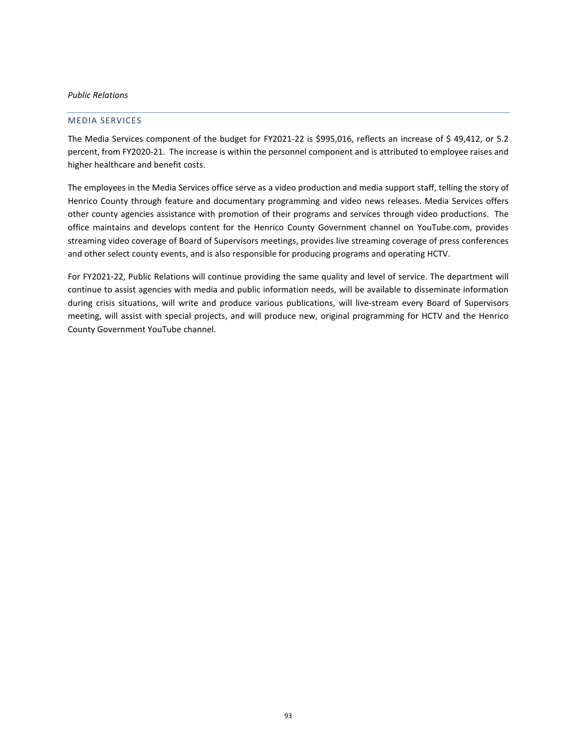*Public Relations*

## MEDIA SERVICES

The Media Services component of the budget for FY2021-22 is $995,016, reflects an increase of $ 49,412, or 5.2 percent, from FY2020-21. The increase is within the personnel component and is attributed to employee raises and higher healthcare and benefit costs.

The employees in the Media Services office serve as a video production and media support staff, telling the story of Henrico County through feature and documentary programming and video news releases. Media Services offers other county agencies assistance with promotion of their programs and services through video productions. The office maintains and develops content for the Henrico County Government channel on YouTube.com, provides streaming video coverage of Board of Supervisors meetings, provides live streaming coverage of press conferences and other select county events, and is also responsible for producing programs and operating HCTV.

For FY2021-22, Public Relations will continue providing the same quality and level of service. The department will continue to assist agencies with media and public information needs, will be available to disseminate information during crisis situations, will write and produce various publications, will live-stream every Board of Supervisors meeting, will assist with special projects, and will produce new, original programming for HCTV and the Henrico County Government YouTube channel.